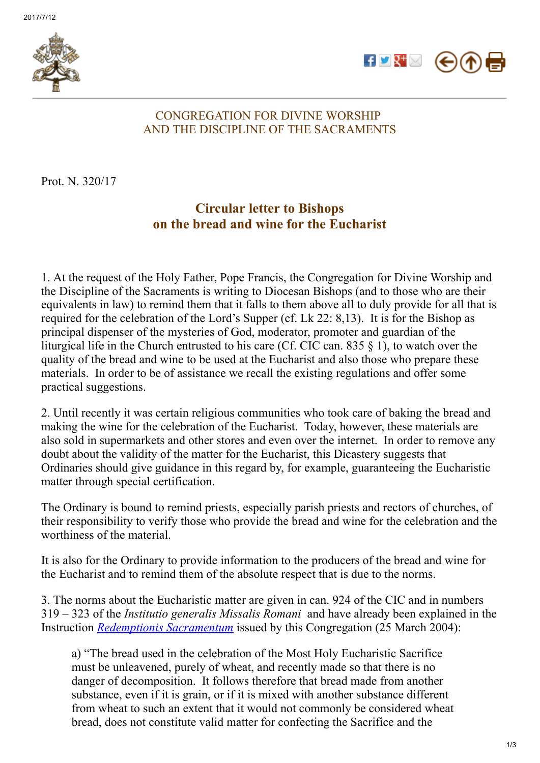CONGREGATION FOR DIVINE WORSHIP
AND THE DISCIPLINE OF THE SACRAMENTS

Prot. N. 320/17

# Circular letter to Bishops on the bread and wine for the Eucharist

1. At the request of the Holy Father, Pope Francis, the Congregation for Divine Worship and the Discipline of the Sacraments is writing to Diocesan Bishops (and to those who are their equivalents in law) to remind them that it falls to them above all to duly provide for all that is required for the celebration of the Lord's Supper (cf. Lk 22: 8,13). It is for the Bishop as principal dispenser of the mysteries of God, moderator, promoter and guardian of the liturgical life in the Church entrusted to his care (Cf. CIC can. 835 § 1), to watch over the quality of the bread and wine to be used at the Eucharist and also those who prepare these materials. In order to be of assistance we recall the existing regulations and offer some practical suggestions.

2. Until recently it was certain religious communities who took care of baking the bread and making the wine for the celebration of the Eucharist. Today, however, these materials are also sold in supermarkets and other stores and even over the internet. In order to remove any doubt about the validity of the matter for the Eucharist, this Dicastery suggests that Ordinaries should give guidance in this regard by, for example, guaranteeing the Eucharistic matter through special certification.

The Ordinary is bound to remind priests, especially parish priests and rectors of churches, of their responsibility to verify those who provide the bread and wine for the celebration and the worthiness of the material.

It is also for the Ordinary to provide information to the producers of the bread and wine for the Eucharist and to remind them of the absolute respect that is due to the norms.

3. The norms about the Eucharistic matter are given in can. 924 of the CIC and in numbers 319 – 323 of the *Institutio generalis Missalis Romani* and have already been explained in the Instruction *Redemptionis Sacramentum* issued by this Congregation (25 March 2004):

> a) "The bread used in the celebration of the Most Holy Eucharistic Sacrifice must be unleavened, purely of wheat, and recently made so that there is no danger of decomposition. It follows therefore that bread made from another substance, even if it is grain, or if it is mixed with another substance different from wheat to such an extent that it would not commonly be considered wheat bread, does not constitute valid matter for confecting the Sacrifice and the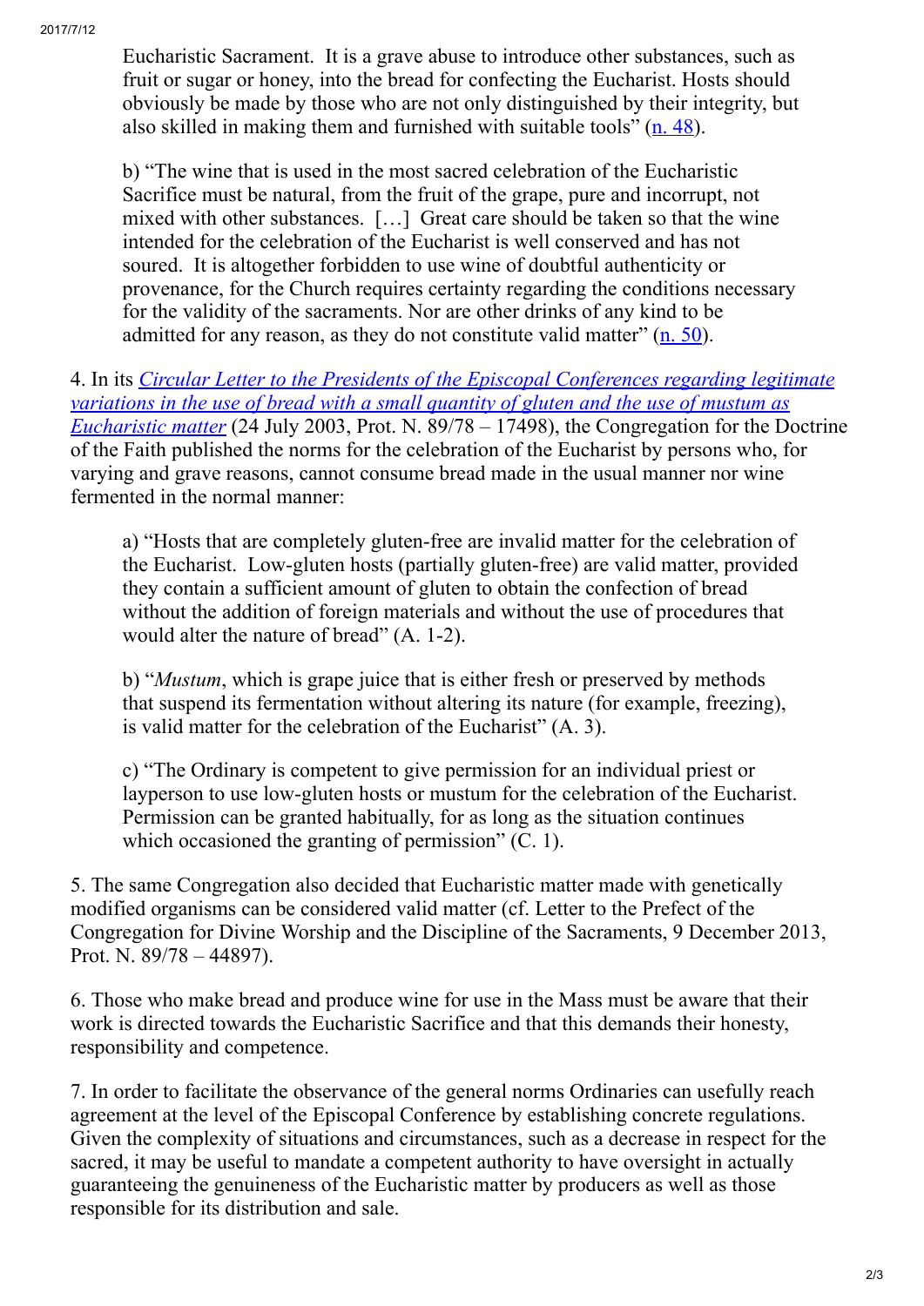Eucharistic Sacrament. It is a grave abuse to introduce other substances, such as fruit or sugar or honey, into the bread for confecting the Eucharist. Hosts should obviously be made by those who are not only distinguished by their integrity, but also skilled in making them and furnished with suitable tools" ([n. 48](#)).

b) "The wine that is used in the most sacred celebration of the Eucharistic Sacrifice must be natural, from the fruit of the grape, pure and incorrupt, not mixed with other substances. […] Great care should be taken so that the wine intended for the celebration of the Eucharist is well conserved and has not soured. It is altogether forbidden to use wine of doubtful authenticity or provenance, for the Church requires certainty regarding the conditions necessary for the validity of the sacraments. Nor are other drinks of any kind to be admitted for any reason, as they do not constitute valid matter" ([n. 50](#)).

4. In its [*Circular Letter to the Presidents of the Episcopal Conferences regarding legitimate variations in the use of bread with a small quantity of gluten and the use of mustum as Eucharistic matter*](#) (24 July 2003, Prot. N. 89/78 – 17498), the Congregation for the Doctrine of the Faith published the norms for the celebration of the Eucharist by persons who, for varying and grave reasons, cannot consume bread made in the usual manner nor wine fermented in the normal manner:

a) "Hosts that are completely gluten-free are invalid matter for the celebration of the Eucharist. Low-gluten hosts (partially gluten-free) are valid matter, provided they contain a sufficient amount of gluten to obtain the confection of bread without the addition of foreign materials and without the use of procedures that would alter the nature of bread" (A. 1-2).

b) "*Mustum*, which is grape juice that is either fresh or preserved by methods that suspend its fermentation without altering its nature (for example, freezing), is valid matter for the celebration of the Eucharist" (A. 3).

c) "The Ordinary is competent to give permission for an individual priest or layperson to use low-gluten hosts or mustum for the celebration of the Eucharist. Permission can be granted habitually, for as long as the situation continues which occasioned the granting of permission" (C. 1).

5. The same Congregation also decided that Eucharistic matter made with genetically modified organisms can be considered valid matter (cf. Letter to the Prefect of the Congregation for Divine Worship and the Discipline of the Sacraments, 9 December 2013, Prot. N. 89/78 – 44897).

6. Those who make bread and produce wine for use in the Mass must be aware that their work is directed towards the Eucharistic Sacrifice and that this demands their honesty, responsibility and competence.

7. In order to facilitate the observance of the general norms Ordinaries can usefully reach agreement at the level of the Episcopal Conference by establishing concrete regulations. Given the complexity of situations and circumstances, such as a decrease in respect for the sacred, it may be useful to mandate a competent authority to have oversight in actually guaranteeing the genuineness of the Eucharistic matter by producers as well as those responsible for its distribution and sale.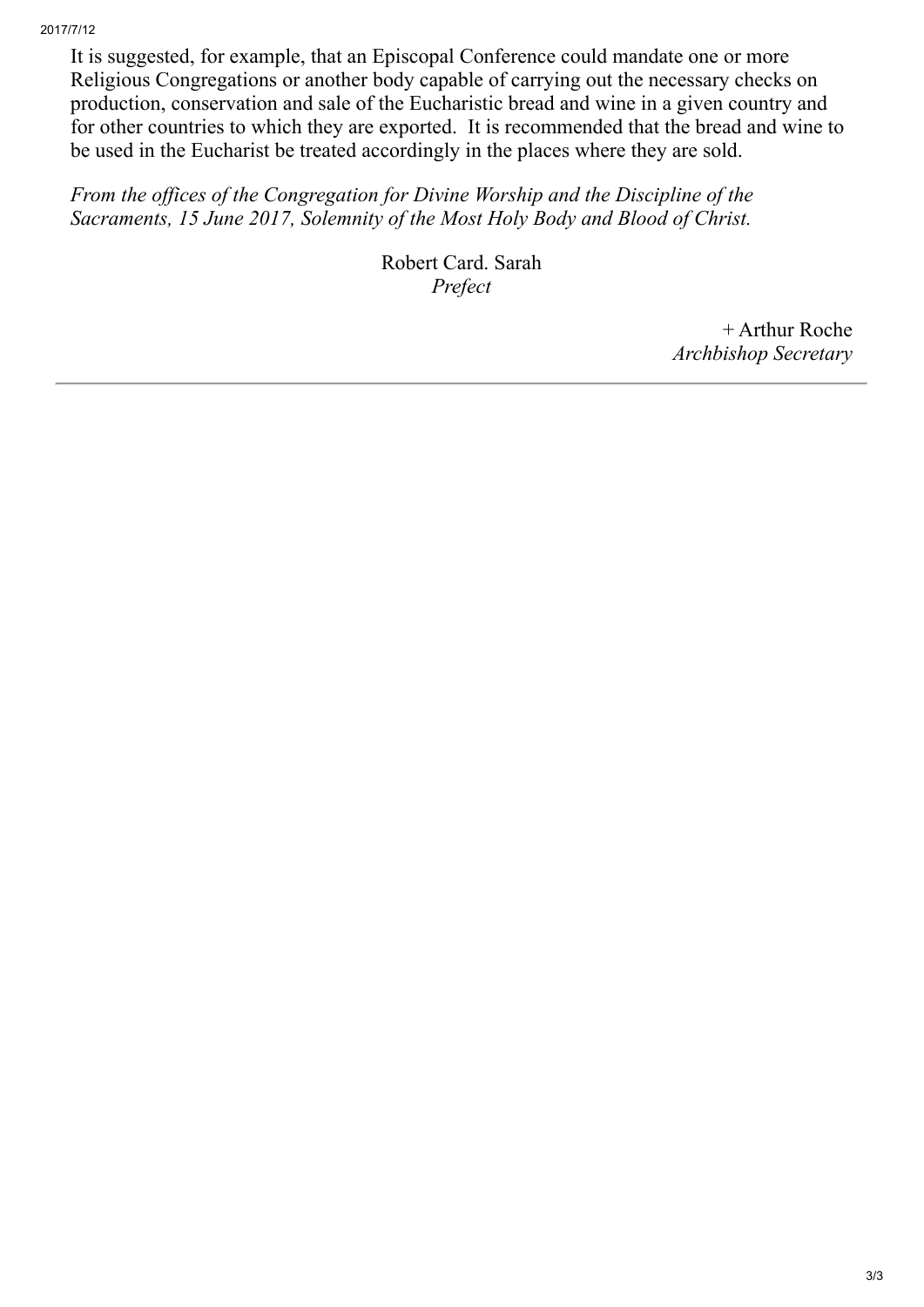It is suggested, for example, that an Episcopal Conference could mandate one or more Religious Congregations or another body capable of carrying out the necessary checks on production, conservation and sale of the Eucharistic bread and wine in a given country and for other countries to which they are exported. It is recommended that the bread and wine to be used in the Eucharist be treated accordingly in the places where they are sold.

*From the offices of the Congregation for Divine Worship and the Discipline of the Sacraments, 15 June 2017, Solemnity of the Most Holy Body and Blood of Christ.*

Robert Card. Sarah
*Prefect*

+ Arthur Roche
*Archbishop Secretary*